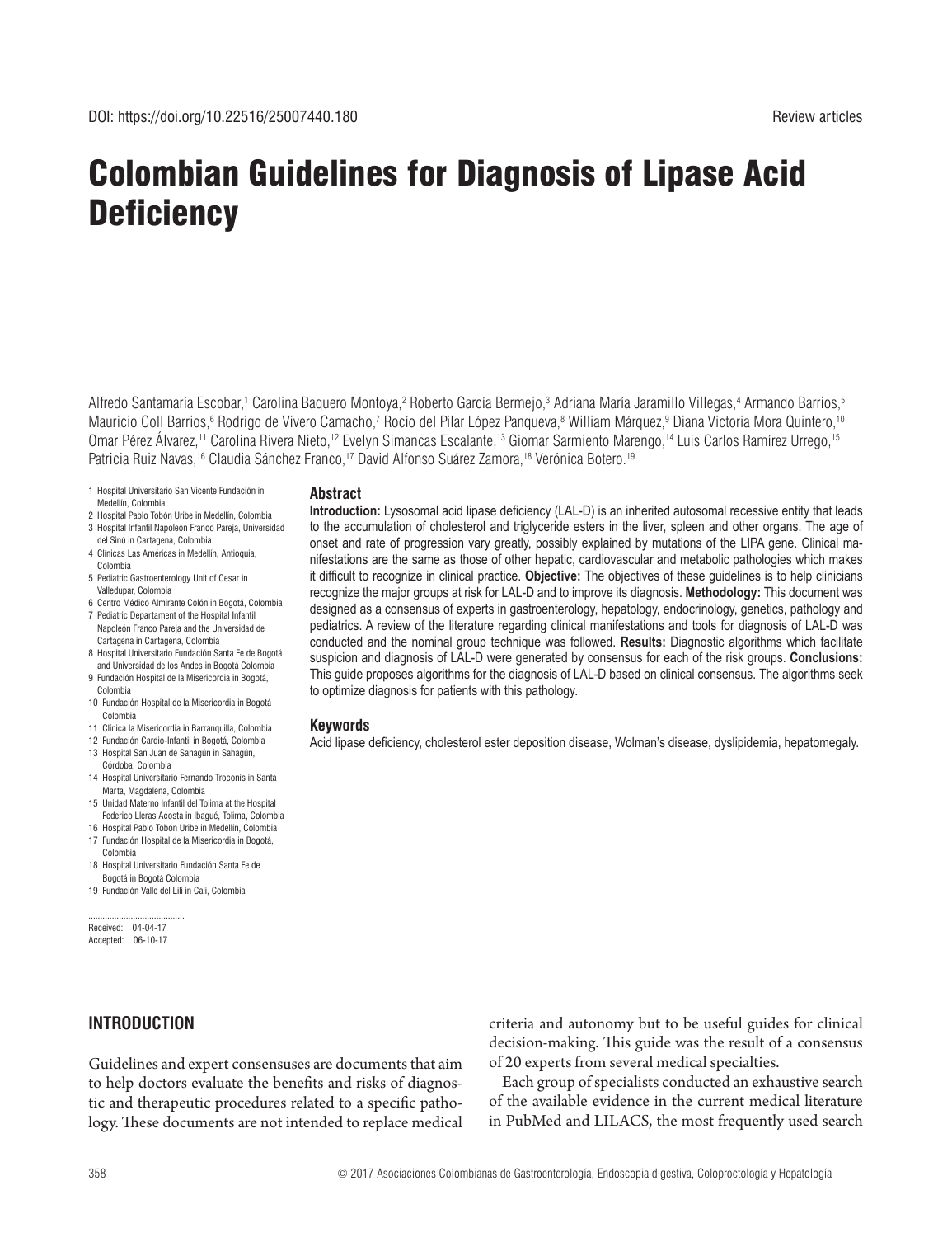DOI: https://doi.org/10.22516/25007440.180

Review articles

# Colombian Guidelines for Diagnosis of Lipase Acid Deficiency

Alfredo Santamaría Escobar,[1] Carolina Baquero Montoya,[2] Roberto García Bermejo,[3] Adriana María Jaramillo Villegas,[4] Armando Barrios,[5] Mauricio Coll Barrios,[6] Rodrigo de Vivero Camacho,[7] Rocío del Pilar López Panqueva,[8] William Márquez,[9] Diana Victoria Mora Quintero,[10] Omar Pérez Álvarez,[11] Carolina Rivera Nieto,[12] Evelyn Simancas Escalante,[13] Giomar Sarmiento Marengo,[14] Luis Carlos Ramírez Urrego,[15] Patricia Ruiz Navas,[16] Claudia Sánchez Franco,[17] David Alfonso Suárez Zamora,[18] Verónica Botero.[19]

1 Hospital Universitario San Vicente Fundación in Medellín, Colombia
2 Hospital Pablo Tobón Uribe in Medellín, Colombia
3 Hospital Infantil Napoleón Franco Pareja, Universidad del Sinú in Cartagena, Colombia
4 Clínicas Las Américas in Medellín, Antioquia, Colombia
5 Pediatric Gastroenterology Unit of Cesar in Valledupar, Colombia
6 Centro Médico Almirante Colón in Bogotá, Colombia
7 Pediatric Departament of the Hospital Infantil Napoleón Franco Pareja and the Universidad de Cartagena in Cartagena, Colombia
8 Hospital Universitario Fundación Santa Fe de Bogotá and Universidad de los Andes in Bogotá Colombia
9 Fundación Hospital de la Misericordia in Bogotá, Colombia
10 Fundación Hospital de la Misericordia in Bogotá Colombia
11 Clínica la Misericordia in Barranquilla, Colombia
12 Fundación Cardio-Infantil in Bogotá, Colombia
13 Hospital San Juan de Sahagún in Sahagún, Córdoba, Colombia
14 Hospital Universitario Fernando Troconis in Santa Marta, Magdalena, Colombia
15 Unidad Materno Infantil del Tolima at the Hospital Federico Lleras Acosta in Ibagué, Tolima, Colombia
16 Hospital Pablo Tobón Uribe in Medellín, Colombia
17 Fundación Hospital de la Misericordia in Bogotá, Colombia
18 Hospital Universitario Fundación Santa Fe de Bogotá in Bogotá Colombia
19 Fundación Valle del Lili in Cali, Colombia

.........................................
Received: 04-04-17
Accepted: 06-10-17

### Abstract

**Introduction:** Lysosomal acid lipase deficiency (LAL-D) is an inherited autosomal recessive entity that leads to the accumulation of cholesterol and triglyceride esters in the liver, spleen and other organs. The age of onset and rate of progression vary greatly, possibly explained by mutations of the LIPA gene. Clinical manifestations are the same as those of other hepatic, cardiovascular and metabolic pathologies which makes it difficult to recognize in clinical practice. **Objective:** The objectives of these guidelines is to help clinicians recognize the major groups at risk for LAL-D and to improve its diagnosis. **Methodology:** This document was designed as a consensus of experts in gastroenterology, hepatology, endocrinology, genetics, pathology and pediatrics. A review of the literature regarding clinical manifestations and tools for diagnosis of LAL-D was conducted and the nominal group technique was followed. **Results:** Diagnostic algorithms which facilitate suspicion and diagnosis of LAL-D were generated by consensus for each of the risk groups. **Conclusions:** This guide proposes algorithms for the diagnosis of LAL-D based on clinical consensus. The algorithms seek to optimize diagnosis for patients with this pathology.

### Keywords

Acid lipase deficiency, cholesterol ester deposition disease, Wolman's disease, dyslipidemia, hepatomegaly.

## INTRODUCTION

Guidelines and expert consensuses are documents that aim to help doctors evaluate the benefits and risks of diagnostic and therapeutic procedures related to a specific pathology. These documents are not intended to replace medical criteria and autonomy but to be useful guides for clinical decision-making. This guide was the result of a consensus of 20 experts from several medical specialties.

Each group of specialists conducted an exhaustive search of the available evidence in the current medical literature in PubMed and LILACS, the most frequently used search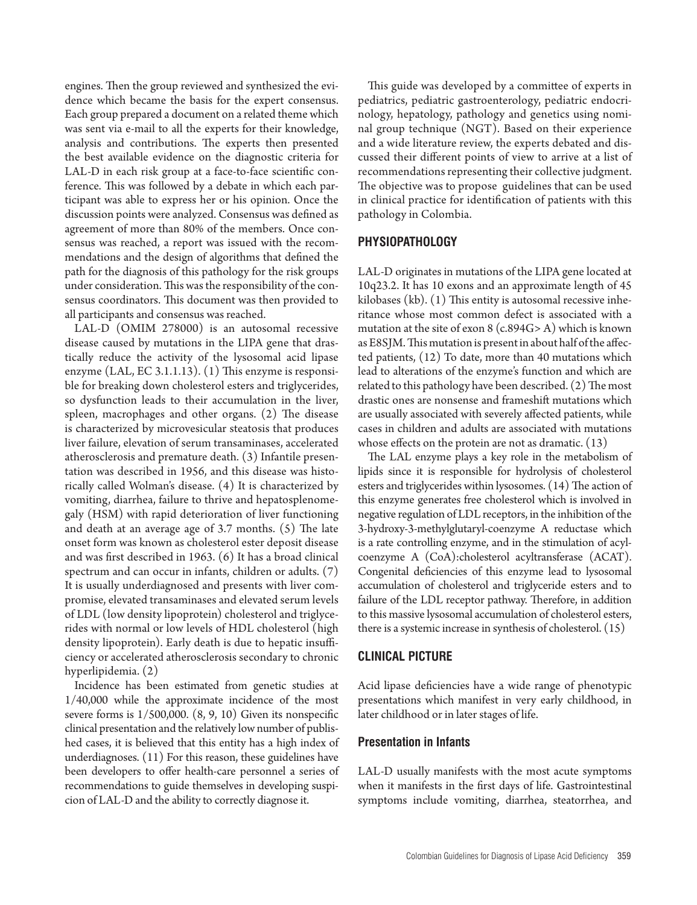engines. Then the group reviewed and synthesized the evidence which became the basis for the expert consensus. Each group prepared a document on a related theme which was sent via e-mail to all the experts for their knowledge, analysis and contributions. The experts then presented the best available evidence on the diagnostic criteria for LAL-D in each risk group at a face-to-face scientific conference. This was followed by a debate in which each participant was able to express her or his opinion. Once the discussion points were analyzed. Consensus was defined as agreement of more than 80% of the members. Once consensus was reached, a report was issued with the recommendations and the design of algorithms that defined the path for the diagnosis of this pathology for the risk groups under consideration. This was the responsibility of the consensus coordinators. This document was then provided to all participants and consensus was reached.

LAL-D (OMIM 278000) is an autosomal recessive disease caused by mutations in the LIPA gene that drastically reduce the activity of the lysosomal acid lipase enzyme (LAL, EC 3.1.1.13). (1) This enzyme is responsible for breaking down cholesterol esters and triglycerides, so dysfunction leads to their accumulation in the liver, spleen, macrophages and other organs. (2) The disease is characterized by microvesicular steatosis that produces liver failure, elevation of serum transaminases, accelerated atherosclerosis and premature death. (3) Infantile presentation was described in 1956, and this disease was historically called Wolman's disease. (4) It is characterized by vomiting, diarrhea, failure to thrive and hepatosplenomegaly (HSM) with rapid deterioration of liver functioning and death at an average age of 3.7 months. (5) The late onset form was known as cholesterol ester deposit disease and was first described in 1963. (6) It has a broad clinical spectrum and can occur in infants, children or adults. (7) It is usually underdiagnosed and presents with liver compromise, elevated transaminases and elevated serum levels of LDL (low density lipoprotein) cholesterol and triglycerides with normal or low levels of HDL cholesterol (high density lipoprotein). Early death is due to hepatic insufficiency or accelerated atherosclerosis secondary to chronic hyperlipidemia. (2)

Incidence has been estimated from genetic studies at 1/40,000 while the approximate incidence of the most severe forms is 1/500,000. (8, 9, 10) Given its nonspecific clinical presentation and the relatively low number of published cases, it is believed that this entity has a high index of underdiagnoses. (11) For this reason, these guidelines have been developers to offer health-care personnel a series of recommendations to guide themselves in developing suspicion of LAL-D and the ability to correctly diagnose it.

This guide was developed by a committee of experts in pediatrics, pediatric gastroenterology, pediatric endocrinology, hepatology, pathology and genetics using nominal group technique (NGT). Based on their experience and a wide literature review, the experts debated and discussed their different points of view to arrive at a list of recommendations representing their collective judgment. The objective was to propose guidelines that can be used in clinical practice for identification of patients with this pathology in Colombia.

## PHYSIOPATHOLOGY

LAL-D originates in mutations of the LIPA gene located at 10q23.2. It has 10 exons and an approximate length of 45 kilobases (kb). (1) This entity is autosomal recessive inheritance whose most common defect is associated with a mutation at the site of exon 8 (c.894G> A) which is known as E8SJM. This mutation is present in about half of the affected patients, (12) To date, more than 40 mutations which lead to alterations of the enzyme's function and which are related to this pathology have been described. (2) The most drastic ones are nonsense and frameshift mutations which are usually associated with severely affected patients, while cases in children and adults are associated with mutations whose effects on the protein are not as dramatic. (13)

The LAL enzyme plays a key role in the metabolism of lipids since it is responsible for hydrolysis of cholesterol esters and triglycerides within lysosomes. (14) The action of this enzyme generates free cholesterol which is involved in negative regulation of LDL receptors, in the inhibition of the 3-hydroxy-3-methylglutaryl-coenzyme A reductase which is a rate controlling enzyme, and in the stimulation of acyl-coenzyme A (CoA):cholesterol acyltransferase (ACAT). Congenital deficiencies of this enzyme lead to lysosomal accumulation of cholesterol and triglyceride esters and to failure of the LDL receptor pathway. Therefore, in addition to this massive lysosomal accumulation of cholesterol esters, there is a systemic increase in synthesis of cholesterol. (15)

## CLINICAL PICTURE

Acid lipase deficiencies have a wide range of phenotypic presentations which manifest in very early childhood, in later childhood or in later stages of life.

### Presentation in Infants

LAL-D usually manifests with the most acute symptoms when it manifests in the first days of life. Gastrointestinal symptoms include vomiting, diarrhea, steatorrhea, and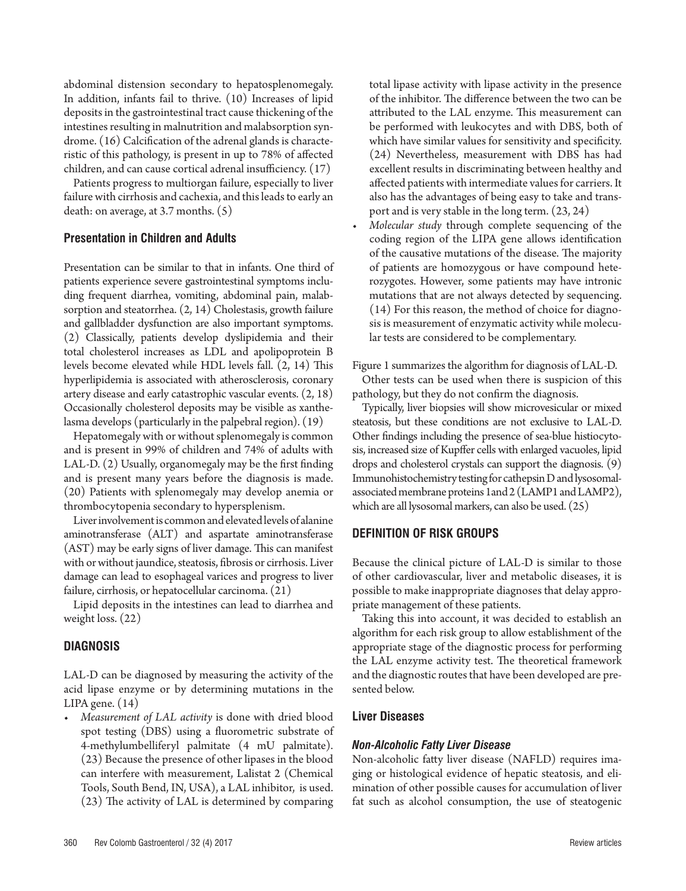abdominal distension secondary to hepatosplenomegaly. In addition, infants fail to thrive. (10) Increases of lipid deposits in the gastrointestinal tract cause thickening of the intestines resulting in malnutrition and malabsorption syndrome. (16) Calcification of the adrenal glands is characteristic of this pathology, is present in up to 78% of affected children, and can cause cortical adrenal insufficiency. (17)

Patients progress to multiorgan failure, especially to liver failure with cirrhosis and cachexia, and this leads to early an death: on average, at 3.7 months. (5)

### Presentation in Children and Adults

Presentation can be similar to that in infants. One third of patients experience severe gastrointestinal symptoms including frequent diarrhea, vomiting, abdominal pain, malabsorption and steatorrhea. (2, 14) Cholestasis, growth failure and gallbladder dysfunction are also important symptoms. (2) Classically, patients develop dyslipidemia and their total cholesterol increases as LDL and apolipoprotein B levels become elevated while HDL levels fall. (2, 14) This hyperlipidemia is associated with atherosclerosis, coronary artery disease and early catastrophic vascular events. (2, 18) Occasionally cholesterol deposits may be visible as xanthelasma develops (particularly in the palpebral region). (19)

Hepatomegaly with or without splenomegaly is common and is present in 99% of children and 74% of adults with LAL-D. (2) Usually, organomegaly may be the first finding and is present many years before the diagnosis is made. (20) Patients with splenomegaly may develop anemia or thrombocytopenia secondary to hypersplenism.

Liver involvement is common and elevated levels of alanine aminotransferase (ALT) and aspartate aminotransferase (AST) may be early signs of liver damage. This can manifest with or without jaundice, steatosis, fibrosis or cirrhosis. Liver damage can lead to esophageal varices and progress to liver failure, cirrhosis, or hepatocellular carcinoma. (21)

Lipid deposits in the intestines can lead to diarrhea and weight loss. (22)

## DIAGNOSIS

LAL-D can be diagnosed by measuring the activity of the acid lipase enzyme or by determining mutations in the LIPA gene. (14)

- *Measurement of LAL activity* is done with dried blood spot testing (DBS) using a fluorometric substrate of 4-methylumbelliferyl palmitate (4 mU palmitate). (23) Because the presence of other lipases in the blood can interfere with measurement, Lalistat 2 (Chemical Tools, South Bend, IN, USA), a LAL inhibitor, is used. (23) The activity of LAL is determined by comparing total lipase activity with lipase activity in the presence of the inhibitor. The difference between the two can be attributed to the LAL enzyme. This measurement can be performed with leukocytes and with DBS, both of which have similar values for sensitivity and specificity. (24) Nevertheless, measurement with DBS has had excellent results in discriminating between healthy and affected patients with intermediate values for carriers. It also has the advantages of being easy to take and transport and is very stable in the long term. (23, 24)
- *Molecular study* through complete sequencing of the coding region of the LIPA gene allows identification of the causative mutations of the disease. The majority of patients are homozygous or have compound heterozygotes. However, some patients may have intronic mutations that are not always detected by sequencing. (14) For this reason, the method of choice for diagnosis is measurement of enzymatic activity while molecular tests are considered to be complementary.

Figure 1 summarizes the algorithm for diagnosis of LAL-D.

Other tests can be used when there is suspicion of this pathology, but they do not confirm the diagnosis.

Typically, liver biopsies will show microvesicular or mixed steatosis, but these conditions are not exclusive to LAL-D. Other findings including the presence of sea-blue histiocytosis, increased size of Kupffer cells with enlarged vacuoles, lipid drops and cholesterol crystals can support the diagnosis. (9) Immunohistochemistry testing for cathepsin D and lysosomal-associated membrane proteins 1 and 2 (LAMP1 and LAMP2), which are all lysosomal markers, can also be used. (25)

## DEFINITION OF RISK GROUPS

Because the clinical picture of LAL-D is similar to those of other cardiovascular, liver and metabolic diseases, it is possible to make inappropriate diagnoses that delay appropriate management of these patients.

Taking this into account, it was decided to establish an algorithm for each risk group to allow establishment of the appropriate stage of the diagnostic process for performing the LAL enzyme activity test. The theoretical framework and the diagnostic routes that have been developed are presented below.

### Liver Diseases

#### *Non-Alcoholic Fatty Liver Disease*

Non-alcoholic fatty liver disease (NAFLD) requires imaging or histological evidence of hepatic steatosis, and elimination of other possible causes for accumulation of liver fat such as alcohol consumption, the use of steatogenic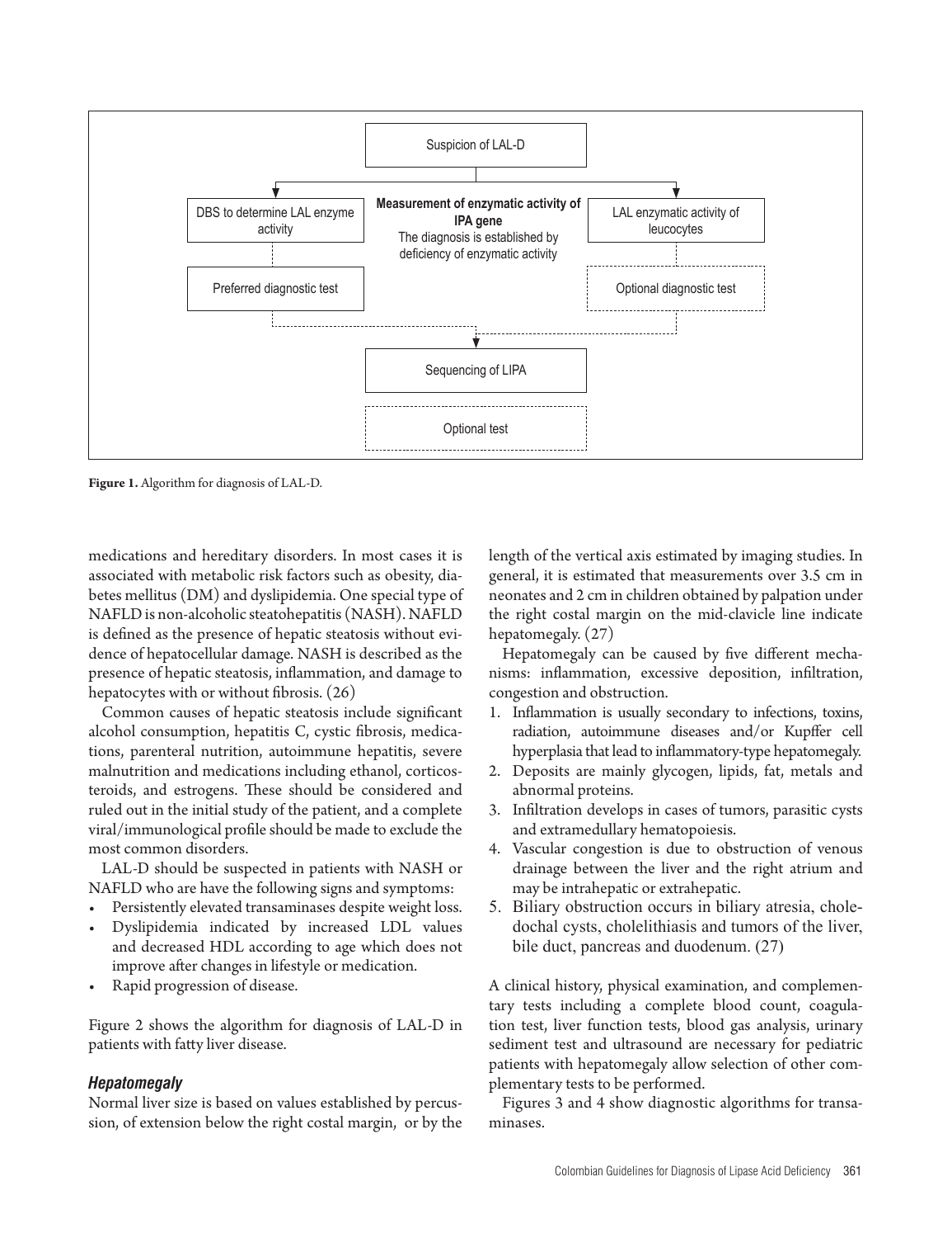Suspicion of LAL-D

DBS to determine LAL enzyme activity

**Measurement of enzymatic activity of IPA gene**
The diagnosis is established by deficiency of enzymatic activity

LAL enzymatic activity of leucocytes

Preferred diagnostic test

Optional diagnostic test

Sequencing of LIPA

Optional test

**Figure 1.** Algorithm for diagnosis of LAL-D.

medications and hereditary disorders. In most cases it is associated with metabolic risk factors such as obesity, diabetes mellitus (DM) and dyslipidemia. One special type of NAFLD is non-alcoholic steatohepatitis (NASH). NAFLD is defined as the presence of hepatic steatosis without evidence of hepatocellular damage. NASH is described as the presence of hepatic steatosis, inflammation, and damage to hepatocytes with or without fibrosis. (26)

Common causes of hepatic steatosis include significant alcohol consumption, hepatitis C, cystic fibrosis, medications, parenteral nutrition, autoimmune hepatitis, severe malnutrition and medications including ethanol, corticosteroids, and estrogens. These should be considered and ruled out in the initial study of the patient, and a complete viral/immunological profile should be made to exclude the most common disorders.

LAL-D should be suspected in patients with NASH or NAFLD who are have the following signs and symptoms:

- Persistently elevated transaminases despite weight loss.
- Dyslipidemia indicated by increased LDL values and decreased HDL according to age which does not improve after changes in lifestyle or medication.
- Rapid progression of disease.

Figure 2 shows the algorithm for diagnosis of LAL-D in patients with fatty liver disease.

### *Hepatomegaly*

Normal liver size is based on values established by percussion, of extension below the right costal margin, or by the length of the vertical axis estimated by imaging studies. In general, it is estimated that measurements over 3.5 cm in neonates and 2 cm in children obtained by palpation under the right costal margin on the mid-clavicle line indicate hepatomegaly. (27)

Hepatomegaly can be caused by five different mechanisms: inflammation, excessive deposition, infiltration, congestion and obstruction.

1. Inflammation is usually secondary to infections, toxins, radiation, autoimmune diseases and/or Kupffer cell hyperplasia that lead to inflammatory-type hepatomegaly.
2. Deposits are mainly glycogen, lipids, fat, metals and abnormal proteins.
3. Infiltration develops in cases of tumors, parasitic cysts and extramedullary hematopoiesis.
4. Vascular congestion is due to obstruction of venous drainage between the liver and the right atrium and may be intrahepatic or extrahepatic.
5. Biliary obstruction occurs in biliary atresia, choledochal cysts, cholelithiasis and tumors of the liver, bile duct, pancreas and duodenum. (27)

A clinical history, physical examination, and complementary tests including a complete blood count, coagulation test, liver function tests, blood gas analysis, urinary sediment test and ultrasound are necessary for pediatric patients with hepatomegaly allow selection of other complementary tests to be performed.

Figures 3 and 4 show diagnostic algorithms for transaminases.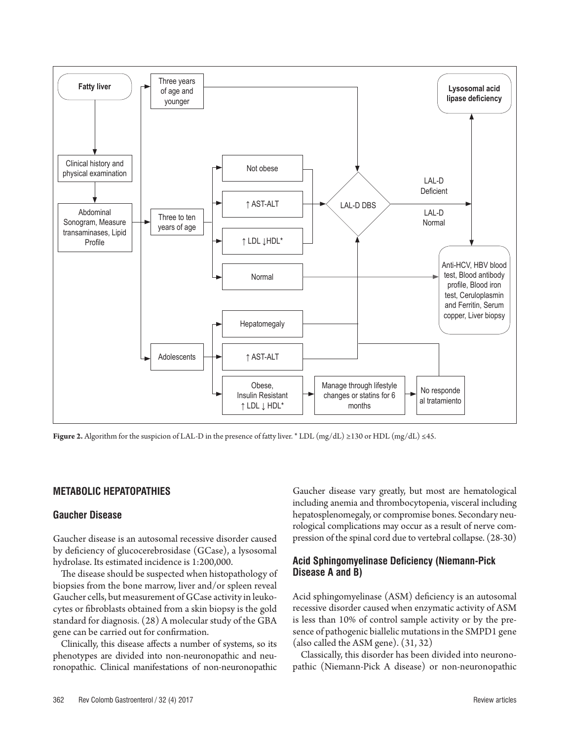Figure 2. Algorithm for the suspicion of LAL-D in the presence of fatty liver. * LDL (mg/dL) ≥130 or HDL (mg/dL) ≤45.

## METABOLIC HEPATOPATHIES

### Gaucher Disease

Gaucher disease is an autosomal recessive disorder caused by deficiency of glucocerebrosidase (GCase), a lysosomal hydrolase. Its estimated incidence is 1:200,000.

The disease should be suspected when histopathology of biopsies from the bone marrow, liver and/or spleen reveal Gaucher cells, but measurement of GCase activity in leukocytes or fibroblasts obtained from a skin biopsy is the gold standard for diagnosis. (28) A molecular study of the GBA gene can be carried out for confirmation.

Clinically, this disease affects a number of systems, so its phenotypes are divided into non-neuronopathic and neuronopathic. Clinical manifestations of non-neuronopathic Gaucher disease vary greatly, but most are hematological including anemia and thrombocytopenia, visceral including hepatosplenomegaly, or compromise bones. Secondary neurological complications may occur as a result of nerve compression of the spinal cord due to vertebral collapse. (28-30)

### Acid Sphingomyelinase Deficiency (Niemann-Pick Disease A and B)

Acid sphingomyelinase (ASM) deficiency is an autosomal recessive disorder caused when enzymatic activity of ASM is less than 10% of control sample activity or by the presence of pathogenic biallelic mutations in the SMPD1 gene (also called the ASM gene). (31, 32)

Classically, this disorder has been divided into neuronopathic (Niemann-Pick A disease) or non-neuronopathic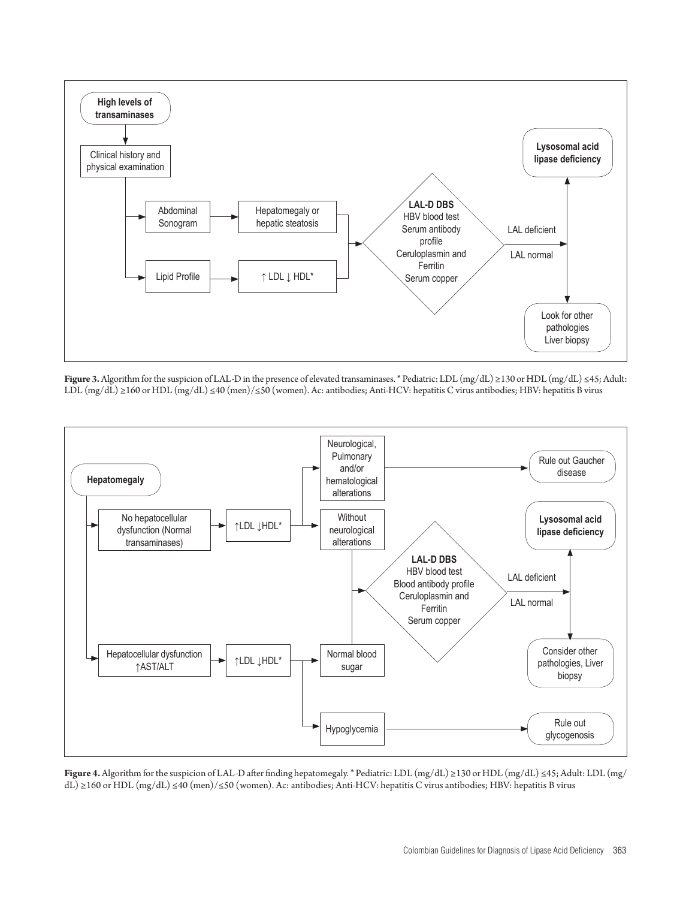High levels of transaminases

Clinical history and physical examination

Abdominal Sonogram

Hepatomegaly or hepatic steatosis

Lipid Profile

↑ LDL ↓ HDL*

**LAL-D DBS**
HBV blood test
Serum antibody profile
Ceruloplasmin and Ferritin
Serum copper

LAL deficient

LAL normal

**Lysosomal acid lipase deficiency**

Look for other pathologies
Liver biopsy

**Figure 3.** Algorithm for the suspicion of LAL-D in the presence of elevated transaminases. * Pediatric: LDL (mg/dL) ≥130 or HDL (mg/dL) ≤45; Adult: LDL (mg/dL) ≥160 or HDL (mg/dL) ≤40 (men)/≤50 (women). Ac: antibodies; Anti-HCV: hepatitis C virus antibodies; HBV: hepatitis B virus

**Hepatomegaly**

No hepatocellular dysfunction (Normal transaminases)

↑LDL ↓HDL*

Neurological, Pulmonary and/or hematological alterations

Rule out Gaucher disease

Without neurological alterations

**LAL-D DBS**
HBV blood test
Blood antibody profile
Ceruloplasmin and Ferritin
Serum copper

LAL deficient

LAL normal

**Lysosomal acid lipase deficiency**

Consider other pathologies, Liver biopsy

Hepatocellular dysfunction ↑AST/ALT

↑LDL ↓HDL*

Normal blood sugar

Hypoglycemia

Rule out glycogenosis

**Figure 4.** Algorithm for the suspicion of LAL-D after finding hepatomegaly. * Pediatric: LDL (mg/dL) ≥130 or HDL (mg/dL) ≤45; Adult: LDL (mg/dL) ≥160 or HDL (mg/dL) ≤40 (men)/≤50 (women). Ac: antibodies; Anti-HCV: hepatitis C virus antibodies; HBV: hepatitis B virus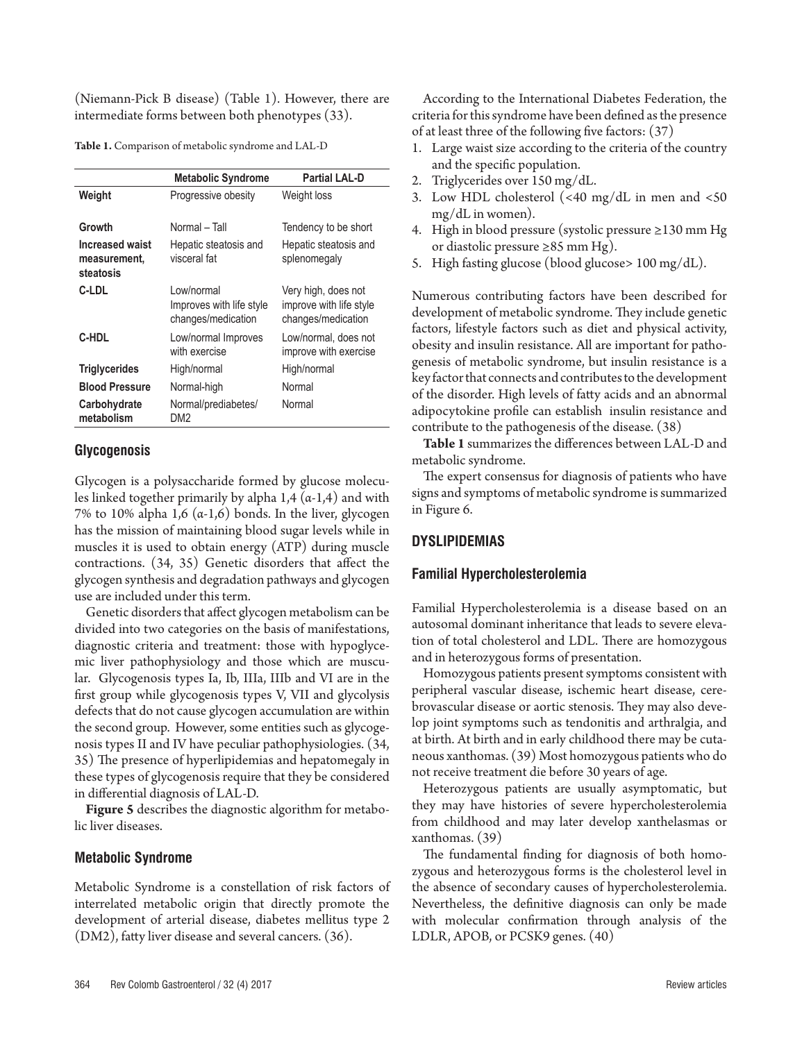(Niemann-Pick B disease) (Table 1). However, there are intermediate forms between both phenotypes (33).

**Table 1.** Comparison of metabolic syndrome and LAL-D

| | **Metabolic Syndrome** | **Partial LAL-D** |
|---|---|---|
| **Weight** | Progressive obesity | Weight loss |
| **Growth** | Normal – Tall | Tendency to be short |
| **Increased waist measurement, steatosis** | Hepatic steatosis and visceral fat | Hepatic steatosis and splenomegaly |
| **C-LDL** | Low/normal Improves with life style changes/medication | Very high, does not improve with life style changes/medication |
| **C-HDL** | Low/normal Improves with exercise | Low/normal, does not improve with exercise |
| **Triglycerides** | High/normal | High/normal |
| **Blood Pressure** | Normal-high | Normal |
| **Carbohydrate metabolism** | Normal/prediabetes/ DM2 | Normal |

### Glycogenosis

Glycogen is a polysaccharide formed by glucose molecules linked together primarily by alpha 1,4 (α-1,4) and with 7% to 10% alpha 1,6 (α-1,6) bonds. In the liver, glycogen has the mission of maintaining blood sugar levels while in muscles it is used to obtain energy (ATP) during muscle contractions. (34, 35) Genetic disorders that affect the glycogen synthesis and degradation pathways and glycogen use are included under this term.

Genetic disorders that affect glycogen metabolism can be divided into two categories on the basis of manifestations, diagnostic criteria and treatment: those with hypoglycemic liver pathophysiology and those which are muscular. Glycogenosis types Ia, Ib, IIIa, IIIb and VI are in the first group while glycogenosis types V, VII and glycolysis defects that do not cause glycogen accumulation are within the second group. However, some entities such as glycogenosis types II and IV have peculiar pathophysiologies. (34, 35) The presence of hyperlipidemias and hepatomegaly in these types of glycogenosis require that they be considered in differential diagnosis of LAL-D.

**Figure 5** describes the diagnostic algorithm for metabolic liver diseases.

### Metabolic Syndrome

Metabolic Syndrome is a constellation of risk factors of interrelated metabolic origin that directly promote the development of arterial disease, diabetes mellitus type 2 (DM2), fatty liver disease and several cancers. (36).

According to the International Diabetes Federation, the criteria for this syndrome have been defined as the presence of at least three of the following five factors: (37)

1. Large waist size according to the criteria of the country and the specific population.
2. Triglycerides over 150 mg/dL.
3. Low HDL cholesterol (<40 mg/dL in men and <50 mg/dL in women).
4. High in blood pressure (systolic pressure ≥130 mm Hg or diastolic pressure ≥85 mm Hg).
5. High fasting glucose (blood glucose> 100 mg/dL).

Numerous contributing factors have been described for development of metabolic syndrome. They include genetic factors, lifestyle factors such as diet and physical activity, obesity and insulin resistance. All are important for pathogenesis of metabolic syndrome, but insulin resistance is a key factor that connects and contributes to the development of the disorder. High levels of fatty acids and an abnormal adipocytokine profile can establish insulin resistance and contribute to the pathogenesis of the disease. (38)

**Table 1** summarizes the differences between LAL-D and metabolic syndrome.

The expert consensus for diagnosis of patients who have signs and symptoms of metabolic syndrome is summarized in Figure 6.

## DYSLIPIDEMIAS

### Familial Hypercholesterolemia

Familial Hypercholesterolemia is a disease based on an autosomal dominant inheritance that leads to severe elevation of total cholesterol and LDL. There are homozygous and in heterozygous forms of presentation.

Homozygous patients present symptoms consistent with peripheral vascular disease, ischemic heart disease, cerebrovascular disease or aortic stenosis. They may also develop joint symptoms such as tendonitis and arthralgia, and at birth. At birth and in early childhood there may be cutaneous xanthomas. (39) Most homozygous patients who do not receive treatment die before 30 years of age.

Heterozygous patients are usually asymptomatic, but they may have histories of severe hypercholesterolemia from childhood and may later develop xanthelasmas or xanthomas. (39)

The fundamental finding for diagnosis of both homozygous and heterozygous forms is the cholesterol level in the absence of secondary causes of hypercholesterolemia. Nevertheless, the definitive diagnosis can only be made with molecular confirmation through analysis of the LDLR, APOB, or PCSK9 genes. (40)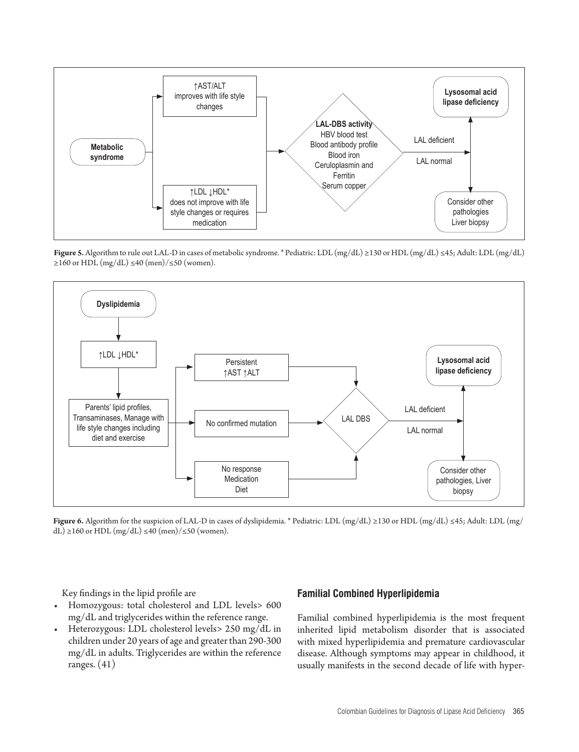Figure 5. Algorithm to rule out LAL-D in cases of metabolic syndrome. * Pediatric: LDL (mg/dL) ≥130 or HDL (mg/dL) ≤45; Adult: LDL (mg/dL) ≥160 or HDL (mg/dL) ≤40 (men)/≤50 (women).

Figure 6. Algorithm for the suspicion of LAL-D in cases of dyslipidemia. * Pediatric: LDL (mg/dL) ≥130 or HDL (mg/dL) ≤45; Adult: LDL (mg/dL) ≥160 or HDL (mg/dL) ≤40 (men)/≤50 (women).

Key findings in the lipid profile are

- Homozygous: total cholesterol and LDL levels> 600 mg/dL and triglycerides within the reference range.
- Heterozygous: LDL cholesterol levels> 250 mg/dL in children under 20 years of age and greater than 290-300 mg/dL in adults. Triglycerides are within the reference ranges. (41)

## Familial Combined Hyperlipidemia

Familial combined hyperlipidemia is the most frequent inherited lipid metabolism disorder that is associated with mixed hyperlipidemia and premature cardiovascular disease. Although symptoms may appear in childhood, it usually manifests in the second decade of life with hyper-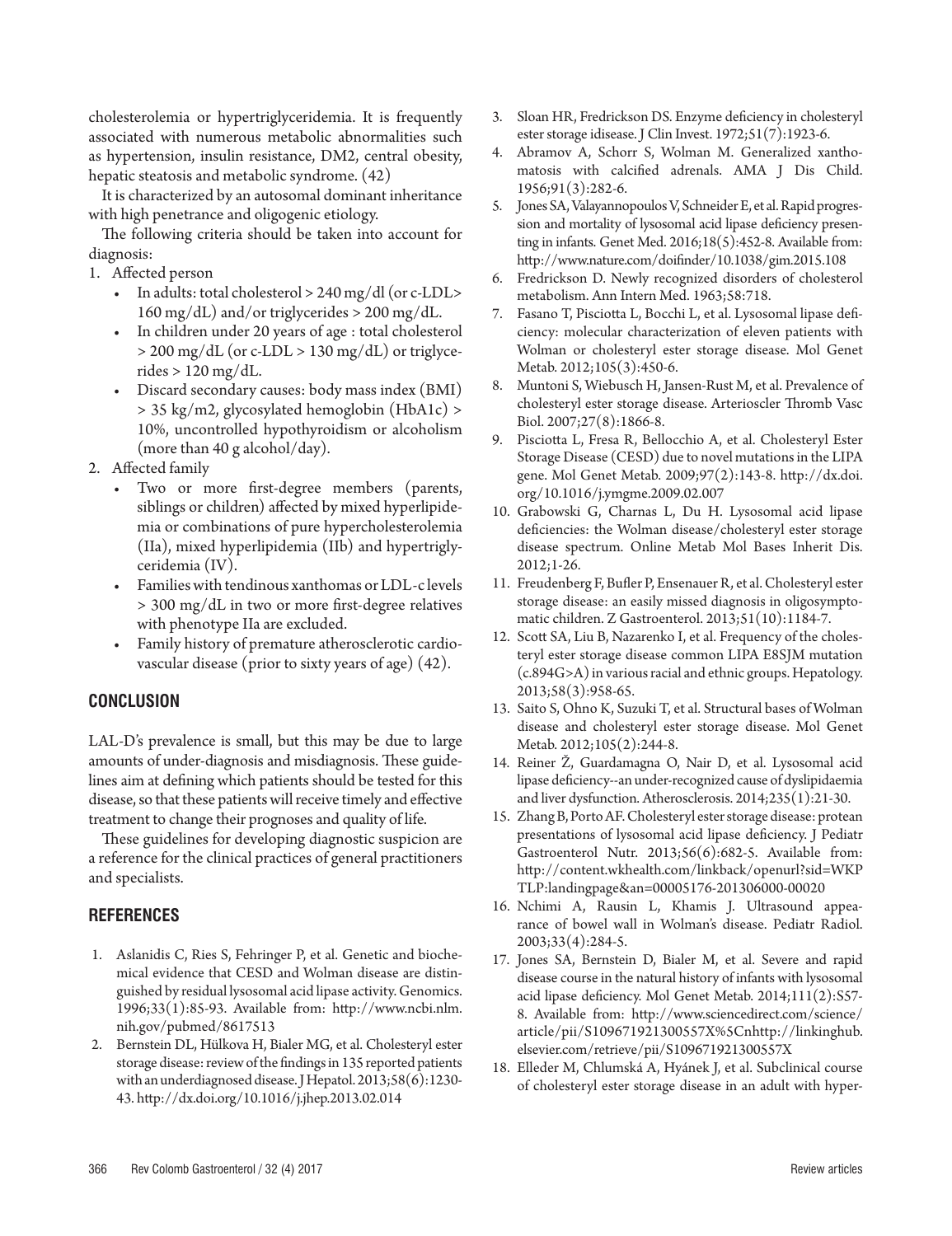cholesterolemia or hypertriglyceridemia. It is frequently associated with numerous metabolic abnormalities such as hypertension, insulin resistance, DM2, central obesity, hepatic steatosis and metabolic syndrome. (42)

It is characterized by an autosomal dominant inheritance with high penetrance and oligogenic etiology.

The following criteria should be taken into account for diagnosis:

1. Affected person
   - In adults: total cholesterol > 240 mg/dl (or c-LDL> 160 mg/dL) and/or triglycerides > 200 mg/dL.
   - In children under 20 years of age : total cholesterol > 200 mg/dL (or c-LDL > 130 mg/dL) or triglycerides > 120 mg/dL.
   - Discard secondary causes: body mass index (BMI) > 35 kg/m2, glycosylated hemoglobin (HbA1c) > 10%, uncontrolled hypothyroidism or alcoholism (more than 40 g alcohol/day).
2. Affected family
   - Two or more first-degree members (parents, siblings or children) affected by mixed hyperlipidemia or combinations of pure hypercholesterolemia (IIa), mixed hyperlipidemia (IIb) and hypertriglyceridemia (IV).
   - Families with tendinous xanthomas or LDL-c levels > 300 mg/dL in two or more first-degree relatives with phenotype IIa are excluded.
   - Family history of premature atherosclerotic cardiovascular disease (prior to sixty years of age) (42).

## CONCLUSION

LAL-D's prevalence is small, but this may be due to large amounts of under-diagnosis and misdiagnosis. These guidelines aim at defining which patients should be tested for this disease, so that these patients will receive timely and effective treatment to change their prognoses and quality of life.

These guidelines for developing diagnostic suspicion are a reference for the clinical practices of general practitioners and specialists.

## REFERENCES

1. Aslanidis C, Ries S, Fehringer P, et al. Genetic and biochemical evidence that CESD and Wolman disease are distinguished by residual lysosomal acid lipase activity. Genomics. 1996;33(1):85-93. Available from: http://www.ncbi.nlm.nih.gov/pubmed/8617513
2. Bernstein DL, Hülkova H, Bialer MG, et al. Cholesteryl ester storage disease: review of the findings in 135 reported patients with an underdiagnosed disease. J Hepatol. 2013;58(6):1230-43. http://dx.doi.org/10.1016/j.jhep.2013.02.014
3. Sloan HR, Fredrickson DS. Enzyme deficiency in cholesteryl ester storage idisease. J Clin Invest. 1972;51(7):1923-6.
4. Abramov A, Schorr S, Wolman M. Generalized xanthomatosis with calcified adrenals. AMA J Dis Child. 1956;91(3):282-6.
5. Jones SA, Valayannopoulos V, Schneider E, et al. Rapid progression and mortality of lysosomal acid lipase deficiency presenting in infants. Genet Med. 2016;18(5):452-8. Available from: http://www.nature.com/doifinder/10.1038/gim.2015.108
6. Fredrickson D. Newly recognized disorders of cholesterol metabolism. Ann Intern Med. 1963;58:718.
7. Fasano T, Pisciotta L, Bocchi L, et al. Lysosomal lipase deficiency: molecular characterization of eleven patients with Wolman or cholesteryl ester storage disease. Mol Genet Metab. 2012;105(3):450-6.
8. Muntoni S, Wiebusch H, Jansen-Rust M, et al. Prevalence of cholesteryl ester storage disease. Arterioscler Thromb Vasc Biol. 2007;27(8):1866-8.
9. Pisciotta L, Fresa R, Bellocchio A, et al. Cholesteryl Ester Storage Disease (CESD) due to novel mutations in the LIPA gene. Mol Genet Metab. 2009;97(2):143-8. http://dx.doi.org/10.1016/j.ymgme.2009.02.007
10. Grabowski G, Charnas L, Du H. Lysosomal acid lipase deficiencies: the Wolman disease/cholesteryl ester storage disease spectrum. Online Metab Mol Bases Inherit Dis. 2012;1-26.
11. Freudenberg F, Bufler P, Ensenauer R, et al. Cholesteryl ester storage disease: an easily missed diagnosis in oligosymptomatic children. Z Gastroenterol. 2013;51(10):1184-7.
12. Scott SA, Liu B, Nazarenko I, et al. Frequency of the cholesteryl ester storage disease common LIPA E8SJM mutation (c.894G>A) in various racial and ethnic groups. Hepatology. 2013;58(3):958-65.
13. Saito S, Ohno K, Suzuki T, et al. Structural bases of Wolman disease and cholesteryl ester storage disease. Mol Genet Metab. 2012;105(2):244-8.
14. Reiner Ž, Guardamagna O, Nair D, et al. Lysosomal acid lipase deficiency--an under-recognized cause of dyslipidaemia and liver dysfunction. Atherosclerosis. 2014;235(1):21-30.
15. Zhang B, Porto AF. Cholesteryl ester storage disease: protean presentations of lysosomal acid lipase deficiency. J Pediatr Gastroenterol Nutr. 2013;56(6):682-5. Available from: http://content.wkhealth.com/linkback/openurl?sid=WKPTLP:landingpage&an=00005176-201306000-00020
16. Nchimi A, Rausin L, Khamis J. Ultrasound appearance of bowel wall in Wolman's disease. Pediatr Radiol. 2003;33(4):284-5.
17. Jones SA, Bernstein D, Bialer M, et al. Severe and rapid disease course in the natural history of infants with lysosomal acid lipase deficiency. Mol Genet Metab. 2014;111(2):S57-8. Available from: http://www.sciencedirect.com/science/article/pii/S109671921300557X%5Cnhttp://linkinghub.elsevier.com/retrieve/pii/S109671921300557X
18. Elleder M, Chlumská A, Hyánek J, et al. Subclinical course of cholesteryl ester storage disease in an adult with hyper-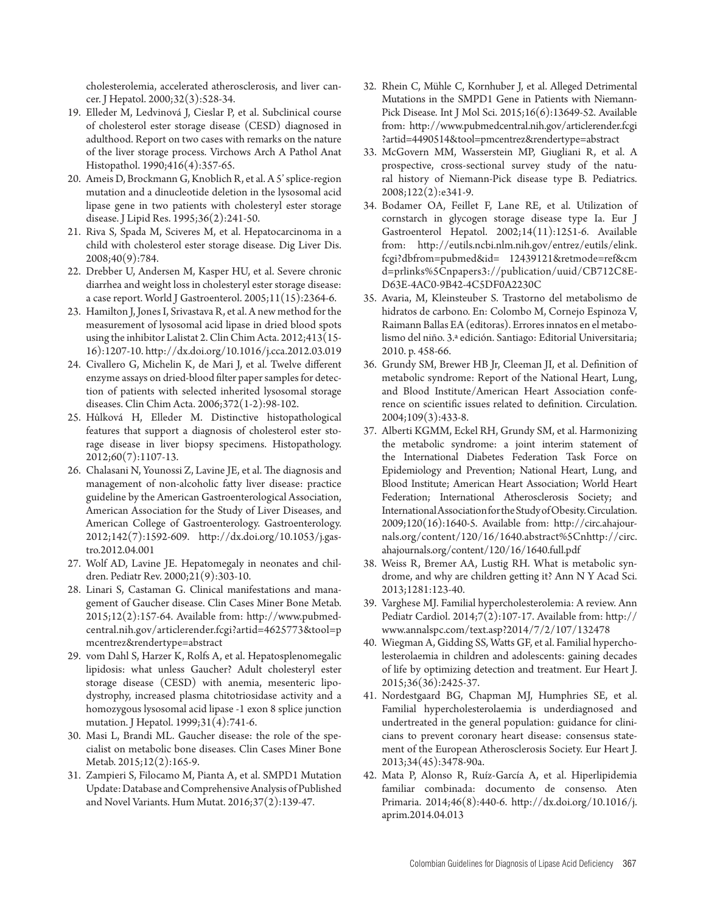cholesterolemia, accelerated atherosclerosis, and liver cancer. J Hepatol. 2000;32(3):528-34.

19. Elleder M, Ledvinová J, Cieslar P, et al. Subclinical course of cholesterol ester storage disease (CESD) diagnosed in adulthood. Report on two cases with remarks on the nature of the liver storage process. Virchows Arch A Pathol Anat Histopathol. 1990;416(4):357-65.
20. Ameis D, Brockmann G, Knoblich R, et al. A 5' splice-region mutation and a dinucleotide deletion in the lysosomal acid lipase gene in two patients with cholesteryl ester storage disease. J Lipid Res. 1995;36(2):241-50.
21. Riva S, Spada M, Sciveres M, et al. Hepatocarcinoma in a child with cholesterol ester storage disease. Dig Liver Dis. 2008;40(9):784.
22. Drebber U, Andersen M, Kasper HU, et al. Severe chronic diarrhea and weight loss in cholesteryl ester storage disease: a case report. World J Gastroenterol. 2005;11(15):2364-6.
23. Hamilton J, Jones I, Srivastava R, et al. A new method for the measurement of lysosomal acid lipase in dried blood spots using the inhibitor Lalistat 2. Clin Chim Acta. 2012;413(15-16):1207-10. http://dx.doi.org/10.1016/j.cca.2012.03.019
24. Civallero G, Michelin K, de Mari J, et al. Twelve different enzyme assays on dried-blood filter paper samples for detection of patients with selected inherited lysosomal storage diseases. Clin Chim Acta. 2006;372(1-2):98-102.
25. Hůlková H, Elleder M. Distinctive histopathological features that support a diagnosis of cholesterol ester storage disease in liver biopsy specimens. Histopathology. 2012;60(7):1107-13.
26. Chalasani N, Younossi Z, Lavine JE, et al. The diagnosis and management of non-alcoholic fatty liver disease: practice guideline by the American Gastroenterological Association, American Association for the Study of Liver Diseases, and American College of Gastroenterology. Gastroenterology. 2012;142(7):1592-609. http://dx.doi.org/10.1053/j.gastro.2012.04.001
27. Wolf AD, Lavine JE. Hepatomegaly in neonates and children. Pediatr Rev. 2000;21(9):303-10.
28. Linari S, Castaman G. Clinical manifestations and management of Gaucher disease. Clin Cases Miner Bone Metab. 2015;12(2):157-64. Available from: http://www.pubmedcentral.nih.gov/articlerender.fcgi?artid=4625773&tool=pmcentrez&rendertype=abstract
29. vom Dahl S, Harzer K, Rolfs A, et al. Hepatosplenomegalic lipidosis: what unless Gaucher? Adult cholesteryl ester storage disease (CESD) with anemia, mesenteric lipodystrophy, increased plasma chitotriosidase activity and a homozygous lysosomal acid lipase -1 exon 8 splice junction mutation. J Hepatol. 1999;31(4):741-6.
30. Masi L, Brandi ML. Gaucher disease: the role of the specialist on metabolic bone diseases. Clin Cases Miner Bone Metab. 2015;12(2):165-9.
31. Zampieri S, Filocamo M, Pianta A, et al. SMPD1 Mutation Update: Database and Comprehensive Analysis of Published and Novel Variants. Hum Mutat. 2016;37(2):139-47.
32. Rhein C, Mühle C, Kornhuber J, et al. Alleged Detrimental Mutations in the SMPD1 Gene in Patients with Niemann-Pick Disease. Int J Mol Sci. 2015;16(6):13649-52. Available from: http://www.pubmedcentral.nih.gov/articlerender.fcgi?artid=4490514&tool=pmcentrez&rendertype=abstract
33. McGovern MM, Wasserstein MP, Giugliani R, et al. A prospective, cross-sectional survey study of the natural history of Niemann-Pick disease type B. Pediatrics. 2008;122(2):e341-9.
34. Bodamer OA, Feillet F, Lane RE, et al. Utilization of cornstarch in glycogen storage disease type Ia. Eur J Gastroenterol Hepatol. 2002;14(11):1251-6. Available from: http://eutils.ncbi.nlm.nih.gov/entrez/eutils/elink.fcgi?dbfrom=pubmed&id= 12439121&retmode=ref&cmd=prlinks%5Cnpapers3://publication/uuid/CB712C8E-D63E-4AC0-9B42-4C5DF0A2230C
35. Avaria, M, Kleinsteuber S. Trastorno del metabolismo de hidratos de carbono. En: Colombo M, Cornejo Espinoza V, Raimann Ballas EA (editoras). Errores innatos en el metabolismo del niño. 3.ª edición. Santiago: Editorial Universitaria; 2010. p. 458-66.
36. Grundy SM, Brewer HB Jr, Cleeman JI, et al. Definition of metabolic syndrome: Report of the National Heart, Lung, and Blood Institute/American Heart Association conference on scientific issues related to definition. Circulation. 2004;109(3):433-8.
37. Alberti KGMM, Eckel RH, Grundy SM, et al. Harmonizing the metabolic syndrome: a joint interim statement of the International Diabetes Federation Task Force on Epidemiology and Prevention; National Heart, Lung, and Blood Institute; American Heart Association; World Heart Federation; International Atherosclerosis Society; and International Association for the Study of Obesity. Circulation. 2009;120(16):1640-5. Available from: http://circ.ahajournals.org/content/120/16/1640.abstract%5Cnhttp://circ.ahajournals.org/content/120/16/1640.full.pdf
38. Weiss R, Bremer AA, Lustig RH. What is metabolic syndrome, and why are children getting it? Ann N Y Acad Sci. 2013;1281:123-40.
39. Varghese MJ. Familial hypercholesterolemia: A review. Ann Pediatr Cardiol. 2014;7(2):107-17. Available from: http://www.annalspc.com/text.asp?2014/7/2/107/132478
40. Wiegman A, Gidding SS, Watts GF, et al. Familial hypercholesterolaemia in children and adolescents: gaining decades of life by optimizing detection and treatment. Eur Heart J. 2015;36(36):2425-37.
41. Nordestgaard BG, Chapman MJ, Humphries SE, et al. Familial hypercholesterolaemia is underdiagnosed and undertreated in the general population: guidance for clinicians to prevent coronary heart disease: consensus statement of the European Atherosclerosis Society. Eur Heart J. 2013;34(45):3478-90a.
42. Mata P, Alonso R, Ruíz-García A, et al. Hiperlipidemia familiar combinada: documento de consenso. Aten Primaria. 2014;46(8):440-6. http://dx.doi.org/10.1016/j.aprim.2014.04.013